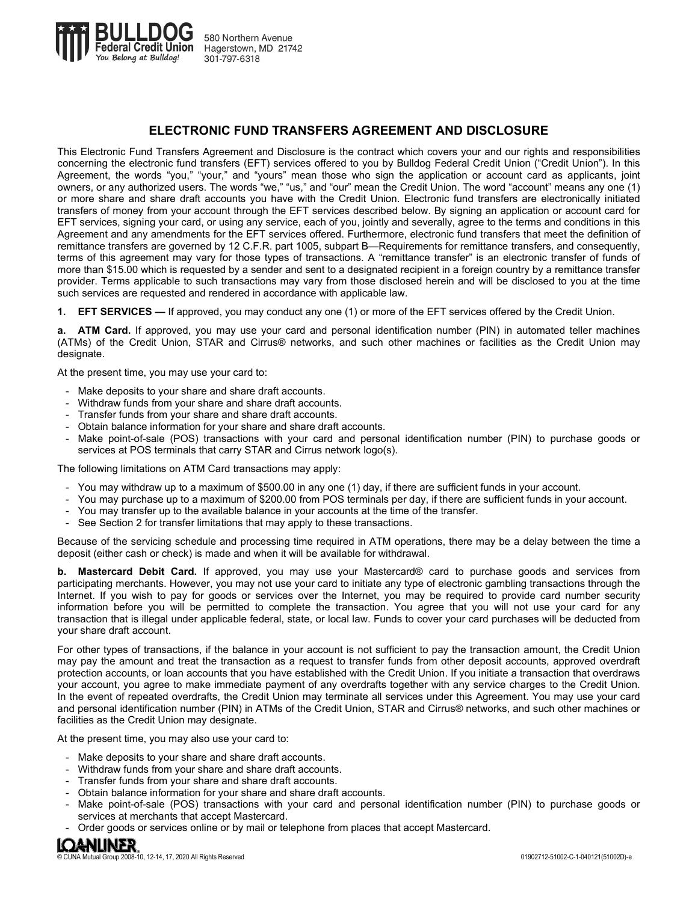BULLDOG Federal Credit Union
You Belong at Bulldog!

580 Northern Avenue
Hagerstown, MD 21742
301-797-6318

## ELECTRONIC FUND TRANSFERS AGREEMENT AND DISCLOSURE

This Electronic Fund Transfers Agreement and Disclosure is the contract which covers your and our rights and responsibilities concerning the electronic fund transfers (EFT) services offered to you by Bulldog Federal Credit Union ("Credit Union"). In this Agreement, the words "you," "your," and "yours" mean those who sign the application or account card as applicants, joint owners, or any authorized users. The words "we," "us," and "our" mean the Credit Union. The word "account" means any one (1) or more share and share draft accounts you have with the Credit Union. Electronic fund transfers are electronically initiated transfers of money from your account through the EFT services described below. By signing an application or account card for EFT services, signing your card, or using any service, each of you, jointly and severally, agree to the terms and conditions in this Agreement and any amendments for the EFT services offered. Furthermore, electronic fund transfers that meet the definition of remittance transfers are governed by 12 C.F.R. part 1005, subpart B—Requirements for remittance transfers, and consequently, terms of this agreement may vary for those types of transactions. A "remittance transfer" is an electronic transfer of funds of more than $15.00 which is requested by a sender and sent to a designated recipient in a foreign country by a remittance transfer provider. Terms applicable to such transactions may vary from those disclosed herein and will be disclosed to you at the time such services are requested and rendered in accordance with applicable law.

**1. EFT SERVICES —** If approved, you may conduct any one (1) or more of the EFT services offered by the Credit Union.

**a. ATM Card.** If approved, you may use your card and personal identification number (PIN) in automated teller machines (ATMs) of the Credit Union, STAR and Cirrus® networks, and such other machines or facilities as the Credit Union may designate.

At the present time, you may use your card to:

- Make deposits to your share and share draft accounts.
- Withdraw funds from your share and share draft accounts.
- Transfer funds from your share and share draft accounts.
- Obtain balance information for your share and share draft accounts.
- Make point-of-sale (POS) transactions with your card and personal identification number (PIN) to purchase goods or services at POS terminals that carry STAR and Cirrus network logo(s).

The following limitations on ATM Card transactions may apply:

- You may withdraw up to a maximum of $500.00 in any one (1) day, if there are sufficient funds in your account.
- You may purchase up to a maximum of $200.00 from POS terminals per day, if there are sufficient funds in your account.
- You may transfer up to the available balance in your accounts at the time of the transfer.
- See Section 2 for transfer limitations that may apply to these transactions.

Because of the servicing schedule and processing time required in ATM operations, there may be a delay between the time a deposit (either cash or check) is made and when it will be available for withdrawal.

**b. Mastercard Debit Card.** If approved, you may use your Mastercard® card to purchase goods and services from participating merchants. However, you may not use your card to initiate any type of electronic gambling transactions through the Internet. If you wish to pay for goods or services over the Internet, you may be required to provide card number security information before you will be permitted to complete the transaction. You agree that you will not use your card for any transaction that is illegal under applicable federal, state, or local law. Funds to cover your card purchases will be deducted from your share draft account.

For other types of transactions, if the balance in your account is not sufficient to pay the transaction amount, the Credit Union may pay the amount and treat the transaction as a request to transfer funds from other deposit accounts, approved overdraft protection accounts, or loan accounts that you have established with the Credit Union. If you initiate a transaction that overdraws your account, you agree to make immediate payment of any overdrafts together with any service charges to the Credit Union. In the event of repeated overdrafts, the Credit Union may terminate all services under this Agreement. You may use your card and personal identification number (PIN) in ATMs of the Credit Union, STAR and Cirrus® networks, and such other machines or facilities as the Credit Union may designate.

At the present time, you may also use your card to:

- Make deposits to your share and share draft accounts.
- Withdraw funds from your share and share draft accounts.
- Transfer funds from your share and share draft accounts.
- Obtain balance information for your share and share draft accounts.
- Make point-of-sale (POS) transactions with your card and personal identification number (PIN) to purchase goods or services at merchants that accept Mastercard.
- Order goods or services online or by mail or telephone from places that accept Mastercard.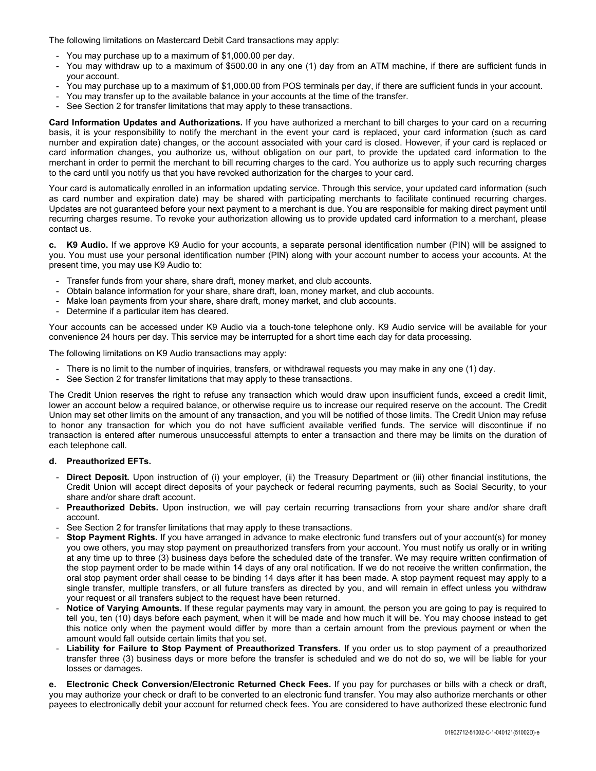The following limitations on Mastercard Debit Card transactions may apply:

- You may purchase up to a maximum of $1,000.00 per day.
- You may withdraw up to a maximum of $500.00 in any one (1) day from an ATM machine, if there are sufficient funds in your account.
- You may purchase up to a maximum of $1,000.00 from POS terminals per day, if there are sufficient funds in your account.
- You may transfer up to the available balance in your accounts at the time of the transfer.
- See Section 2 for transfer limitations that may apply to these transactions.

**Card Information Updates and Authorizations.** If you have authorized a merchant to bill charges to your card on a recurring basis, it is your responsibility to notify the merchant in the event your card is replaced, your card information (such as card number and expiration date) changes, or the account associated with your card is closed. However, if your card is replaced or card information changes, you authorize us, without obligation on our part, to provide the updated card information to the merchant in order to permit the merchant to bill recurring charges to the card. You authorize us to apply such recurring charges to the card until you notify us that you have revoked authorization for the charges to your card.

Your card is automatically enrolled in an information updating service. Through this service, your updated card information (such as card number and expiration date) may be shared with participating merchants to facilitate continued recurring charges. Updates are not guaranteed before your next payment to a merchant is due. You are responsible for making direct payment until recurring charges resume. To revoke your authorization allowing us to provide updated card information to a merchant, please contact us.

**c. K9 Audio.** If we approve K9 Audio for your accounts, a separate personal identification number (PIN) will be assigned to you. You must use your personal identification number (PIN) along with your account number to access your accounts. At the present time, you may use K9 Audio to:

- Transfer funds from your share, share draft, money market, and club accounts.
- Obtain balance information for your share, share draft, loan, money market, and club accounts.
- Make loan payments from your share, share draft, money market, and club accounts.
- Determine if a particular item has cleared.

Your accounts can be accessed under K9 Audio via a touch-tone telephone only. K9 Audio service will be available for your convenience 24 hours per day. This service may be interrupted for a short time each day for data processing.

The following limitations on K9 Audio transactions may apply:

- There is no limit to the number of inquiries, transfers, or withdrawal requests you may make in any one (1) day.
- See Section 2 for transfer limitations that may apply to these transactions.

The Credit Union reserves the right to refuse any transaction which would draw upon insufficient funds, exceed a credit limit, lower an account below a required balance, or otherwise require us to increase our required reserve on the account. The Credit Union may set other limits on the amount of any transaction, and you will be notified of those limits. The Credit Union may refuse to honor any transaction for which you do not have sufficient available verified funds. The service will discontinue if no transaction is entered after numerous unsuccessful attempts to enter a transaction and there may be limits on the duration of each telephone call.

**d. Preauthorized EFTs.**

- **Direct Deposit.** Upon instruction of (i) your employer, (ii) the Treasury Department or (iii) other financial institutions, the Credit Union will accept direct deposits of your paycheck or federal recurring payments, such as Social Security, to your share and/or share draft account.
- **Preauthorized Debits.** Upon instruction, we will pay certain recurring transactions from your share and/or share draft account.
- See Section 2 for transfer limitations that may apply to these transactions.
- **Stop Payment Rights.** If you have arranged in advance to make electronic fund transfers out of your account(s) for money you owe others, you may stop payment on preauthorized transfers from your account. You must notify us orally or in writing at any time up to three (3) business days before the scheduled date of the transfer. We may require written confirmation of the stop payment order to be made within 14 days of any oral notification. If we do not receive the written confirmation, the oral stop payment order shall cease to be binding 14 days after it has been made. A stop payment request may apply to a single transfer, multiple transfers, or all future transfers as directed by you, and will remain in effect unless you withdraw your request or all transfers subject to the request have been returned.
- **Notice of Varying Amounts.** If these regular payments may vary in amount, the person you are going to pay is required to tell you, ten (10) days before each payment, when it will be made and how much it will be. You may choose instead to get this notice only when the payment would differ by more than a certain amount from the previous payment or when the amount would fall outside certain limits that you set.
- **Liability for Failure to Stop Payment of Preauthorized Transfers.** If you order us to stop payment of a preauthorized transfer three (3) business days or more before the transfer is scheduled and we do not do so, we will be liable for your losses or damages.

**e. Electronic Check Conversion/Electronic Returned Check Fees.** If you pay for purchases or bills with a check or draft, you may authorize your check or draft to be converted to an electronic fund transfer. You may also authorize merchants or other payees to electronically debit your account for returned check fees. You are considered to have authorized these electronic fund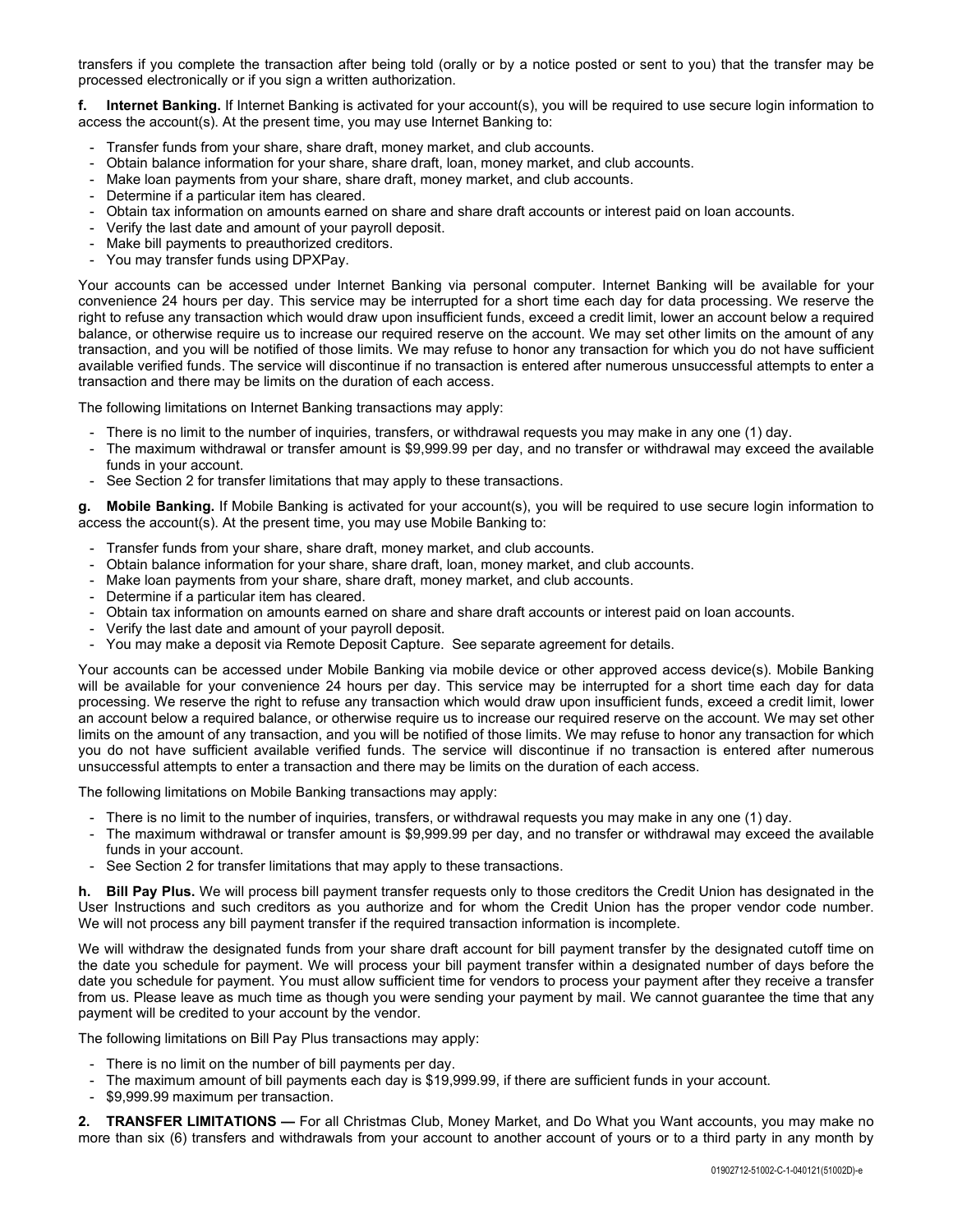transfers if you complete the transaction after being told (orally or by a notice posted or sent to you) that the transfer may be processed electronically or if you sign a written authorization.

**f. Internet Banking.** If Internet Banking is activated for your account(s), you will be required to use secure login information to access the account(s). At the present time, you may use Internet Banking to:

- Transfer funds from your share, share draft, money market, and club accounts.
- Obtain balance information for your share, share draft, loan, money market, and club accounts.
- Make loan payments from your share, share draft, money market, and club accounts.
- Determine if a particular item has cleared.
- Obtain tax information on amounts earned on share and share draft accounts or interest paid on loan accounts.
- Verify the last date and amount of your payroll deposit.
- Make bill payments to preauthorized creditors.
- You may transfer funds using DPXPay.

Your accounts can be accessed under Internet Banking via personal computer. Internet Banking will be available for your convenience 24 hours per day. This service may be interrupted for a short time each day for data processing. We reserve the right to refuse any transaction which would draw upon insufficient funds, exceed a credit limit, lower an account below a required balance, or otherwise require us to increase our required reserve on the account. We may set other limits on the amount of any transaction, and you will be notified of those limits. We may refuse to honor any transaction for which you do not have sufficient available verified funds. The service will discontinue if no transaction is entered after numerous unsuccessful attempts to enter a transaction and there may be limits on the duration of each access.

The following limitations on Internet Banking transactions may apply:

- There is no limit to the number of inquiries, transfers, or withdrawal requests you may make in any one (1) day.
- The maximum withdrawal or transfer amount is $9,999.99 per day, and no transfer or withdrawal may exceed the available funds in your account.
- See Section 2 for transfer limitations that may apply to these transactions.

**g. Mobile Banking.** If Mobile Banking is activated for your account(s), you will be required to use secure login information to access the account(s). At the present time, you may use Mobile Banking to:

- Transfer funds from your share, share draft, money market, and club accounts.
- Obtain balance information for your share, share draft, loan, money market, and club accounts.
- Make loan payments from your share, share draft, money market, and club accounts.
- Determine if a particular item has cleared.
- Obtain tax information on amounts earned on share and share draft accounts or interest paid on loan accounts.
- Verify the last date and amount of your payroll deposit.
- You may make a deposit via Remote Deposit Capture. See separate agreement for details.

Your accounts can be accessed under Mobile Banking via mobile device or other approved access device(s). Mobile Banking will be available for your convenience 24 hours per day. This service may be interrupted for a short time each day for data processing. We reserve the right to refuse any transaction which would draw upon insufficient funds, exceed a credit limit, lower an account below a required balance, or otherwise require us to increase our required reserve on the account. We may set other limits on the amount of any transaction, and you will be notified of those limits. We may refuse to honor any transaction for which you do not have sufficient available verified funds. The service will discontinue if no transaction is entered after numerous unsuccessful attempts to enter a transaction and there may be limits on the duration of each access.

The following limitations on Mobile Banking transactions may apply:

- There is no limit to the number of inquiries, transfers, or withdrawal requests you may make in any one (1) day.
- The maximum withdrawal or transfer amount is $9,999.99 per day, and no transfer or withdrawal may exceed the available funds in your account.
- See Section 2 for transfer limitations that may apply to these transactions.

**h. Bill Pay Plus.** We will process bill payment transfer requests only to those creditors the Credit Union has designated in the User Instructions and such creditors as you authorize and for whom the Credit Union has the proper vendor code number. We will not process any bill payment transfer if the required transaction information is incomplete.

We will withdraw the designated funds from your share draft account for bill payment transfer by the designated cutoff time on the date you schedule for payment. We will process your bill payment transfer within a designated number of days before the date you schedule for payment. You must allow sufficient time for vendors to process your payment after they receive a transfer from us. Please leave as much time as though you were sending your payment by mail. We cannot guarantee the time that any payment will be credited to your account by the vendor.

The following limitations on Bill Pay Plus transactions may apply:

- There is no limit on the number of bill payments per day.
- The maximum amount of bill payments each day is $19,999.99, if there are sufficient funds in your account.
- $9,999.99 maximum per transaction.

**2. TRANSFER LIMITATIONS —** For all Christmas Club, Money Market, and Do What you Want accounts, you may make no more than six (6) transfers and withdrawals from your account to another account of yours or to a third party in any month by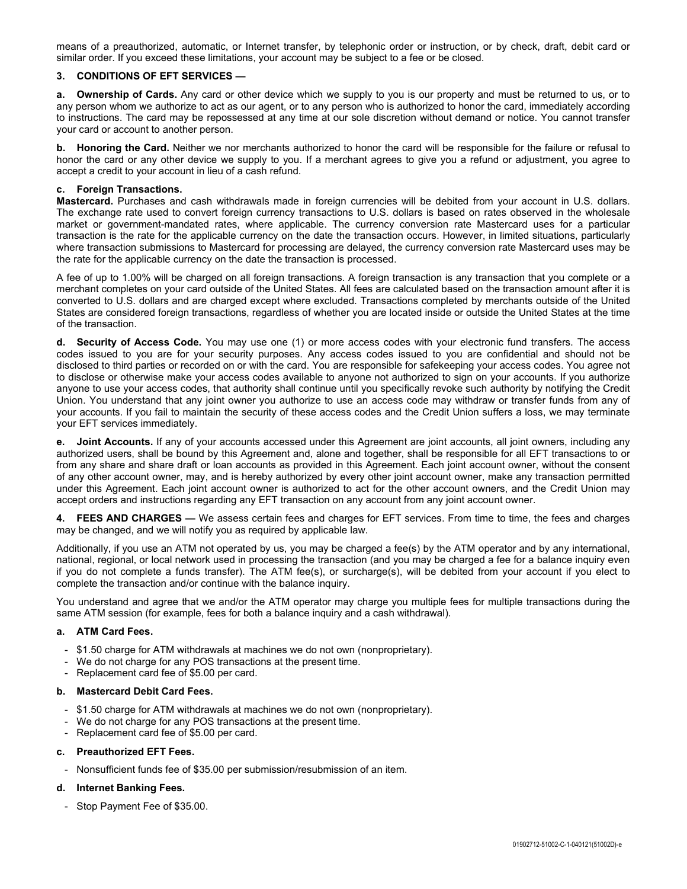means of a preauthorized, automatic, or Internet transfer, by telephonic order or instruction, or by check, draft, debit card or similar order. If you exceed these limitations, your account may be subject to a fee or be closed.

## 3. CONDITIONS OF EFT SERVICES —

**a. Ownership of Cards.** Any card or other device which we supply to you is our property and must be returned to us, or to any person whom we authorize to act as our agent, or to any person who is authorized to honor the card, immediately according to instructions. The card may be repossessed at any time at our sole discretion without demand or notice. You cannot transfer your card or account to another person.

**b. Honoring the Card.** Neither we nor merchants authorized to honor the card will be responsible for the failure or refusal to honor the card or any other device we supply to you. If a merchant agrees to give you a refund or adjustment, you agree to accept a credit to your account in lieu of a cash refund.

**c. Foreign Transactions.**
**Mastercard.** Purchases and cash withdrawals made in foreign currencies will be debited from your account in U.S. dollars. The exchange rate used to convert foreign currency transactions to U.S. dollars is based on rates observed in the wholesale market or government-mandated rates, where applicable. The currency conversion rate Mastercard uses for a particular transaction is the rate for the applicable currency on the date the transaction occurs. However, in limited situations, particularly where transaction submissions to Mastercard for processing are delayed, the currency conversion rate Mastercard uses may be the rate for the applicable currency on the date the transaction is processed.

A fee of up to 1.00% will be charged on all foreign transactions. A foreign transaction is any transaction that you complete or a merchant completes on your card outside of the United States. All fees are calculated based on the transaction amount after it is converted to U.S. dollars and are charged except where excluded. Transactions completed by merchants outside of the United States are considered foreign transactions, regardless of whether you are located inside or outside the United States at the time of the transaction.

**d. Security of Access Code.** You may use one (1) or more access codes with your electronic fund transfers. The access codes issued to you are for your security purposes. Any access codes issued to you are confidential and should not be disclosed to third parties or recorded on or with the card. You are responsible for safekeeping your access codes. You agree not to disclose or otherwise make your access codes available to anyone not authorized to sign on your accounts. If you authorize anyone to use your access codes, that authority shall continue until you specifically revoke such authority by notifying the Credit Union. You understand that any joint owner you authorize to use an access code may withdraw or transfer funds from any of your accounts. If you fail to maintain the security of these access codes and the Credit Union suffers a loss, we may terminate your EFT services immediately.

**e. Joint Accounts.** If any of your accounts accessed under this Agreement are joint accounts, all joint owners, including any authorized users, shall be bound by this Agreement and, alone and together, shall be responsible for all EFT transactions to or from any share and share draft or loan accounts as provided in this Agreement. Each joint account owner, without the consent of any other account owner, may, and is hereby authorized by every other joint account owner, make any transaction permitted under this Agreement. Each joint account owner is authorized to act for the other account owners, and the Credit Union may accept orders and instructions regarding any EFT transaction on any account from any joint account owner.

## 4. FEES AND CHARGES —

We assess certain fees and charges for EFT services. From time to time, the fees and charges may be changed, and we will notify you as required by applicable law.

Additionally, if you use an ATM not operated by us, you may be charged a fee(s) by the ATM operator and by any international, national, regional, or local network used in processing the transaction (and you may be charged a fee for a balance inquiry even if you do not complete a funds transfer). The ATM fee(s), or surcharge(s), will be debited from your account if you elect to complete the transaction and/or continue with the balance inquiry.

You understand and agree that we and/or the ATM operator may charge you multiple fees for multiple transactions during the same ATM session (for example, fees for both a balance inquiry and a cash withdrawal).

**a. ATM Card Fees.**

- $1.50 charge for ATM withdrawals at machines we do not own (nonproprietary).
- We do not charge for any POS transactions at the present time.
- Replacement card fee of $5.00 per card.

**b. Mastercard Debit Card Fees.**

- $1.50 charge for ATM withdrawals at machines we do not own (nonproprietary).
- We do not charge for any POS transactions at the present time.
- Replacement card fee of $5.00 per card.

**c. Preauthorized EFT Fees.**

- Nonsufficient funds fee of $35.00 per submission/resubmission of an item.

**d. Internet Banking Fees.**

- Stop Payment Fee of $35.00.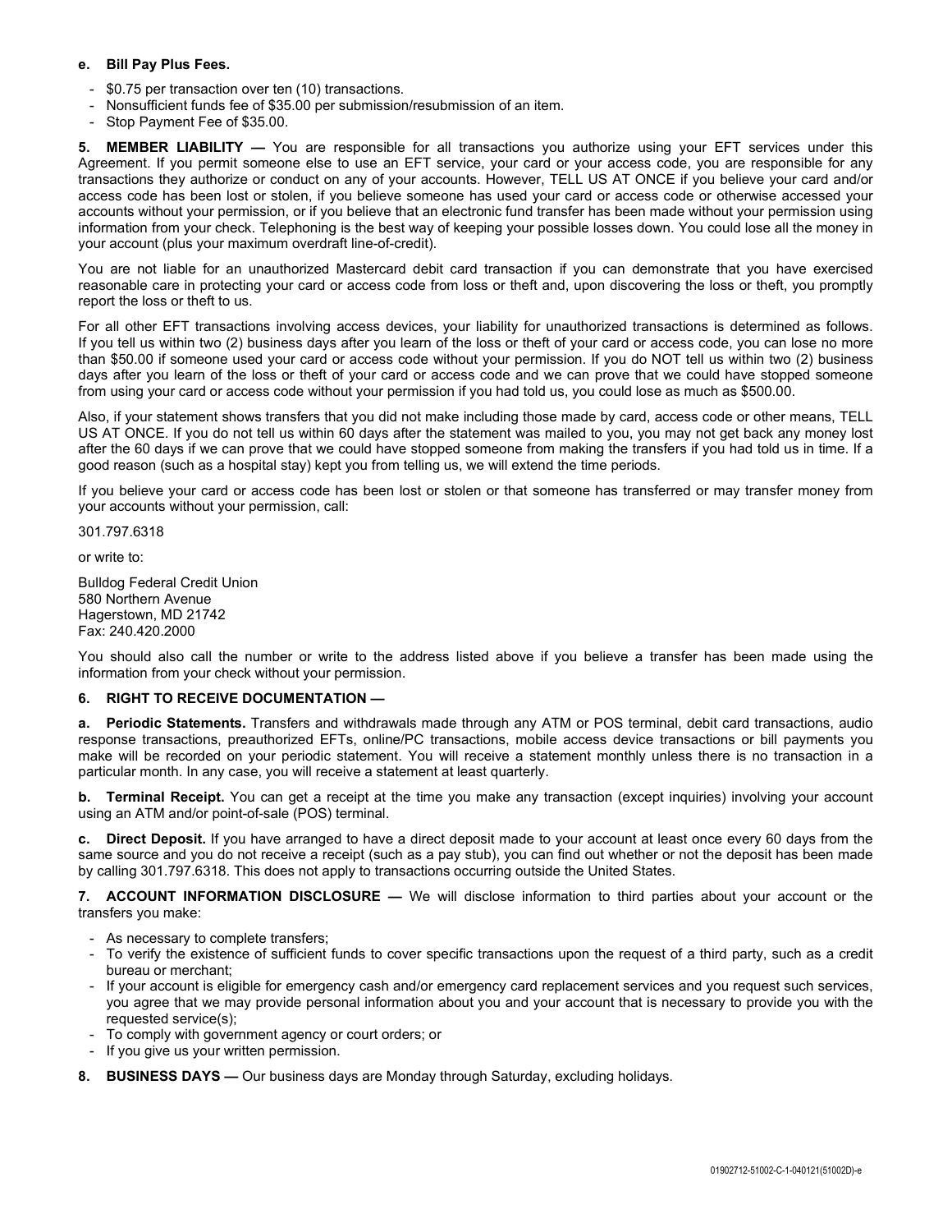**e. Bill Pay Plus Fees.**

- $0.75 per transaction over ten (10) transactions.
- Nonsufficient funds fee of $35.00 per submission/resubmission of an item.
- Stop Payment Fee of $35.00.

**5. MEMBER LIABILITY —** You are responsible for all transactions you authorize using your EFT services under this Agreement. If you permit someone else to use an EFT service, your card or your access code, you are responsible for any transactions they authorize or conduct on any of your accounts. However, TELL US AT ONCE if you believe your card and/or access code has been lost or stolen, if you believe someone has used your card or access code or otherwise accessed your accounts without your permission, or if you believe that an electronic fund transfer has been made without your permission using information from your check. Telephoning is the best way of keeping your possible losses down. You could lose all the money in your account (plus your maximum overdraft line-of-credit).

You are not liable for an unauthorized Mastercard debit card transaction if you can demonstrate that you have exercised reasonable care in protecting your card or access code from loss or theft and, upon discovering the loss or theft, you promptly report the loss or theft to us.

For all other EFT transactions involving access devices, your liability for unauthorized transactions is determined as follows. If you tell us within two (2) business days after you learn of the loss or theft of your card or access code, you can lose no more than $50.00 if someone used your card or access code without your permission. If you do NOT tell us within two (2) business days after you learn of the loss or theft of your card or access code and we can prove that we could have stopped someone from using your card or access code without your permission if you had told us, you could lose as much as $500.00.

Also, if your statement shows transfers that you did not make including those made by card, access code or other means, TELL US AT ONCE. If you do not tell us within 60 days after the statement was mailed to you, you may not get back any money lost after the 60 days if we can prove that we could have stopped someone from making the transfers if you had told us in time. If a good reason (such as a hospital stay) kept you from telling us, we will extend the time periods.

If you believe your card or access code has been lost or stolen or that someone has transferred or may transfer money from your accounts without your permission, call:

301.797.6318

or write to:

Bulldog Federal Credit Union
580 Northern Avenue
Hagerstown, MD 21742
Fax: 240.420.2000

You should also call the number or write to the address listed above if you believe a transfer has been made using the information from your check without your permission.

**6. RIGHT TO RECEIVE DOCUMENTATION —**

**a. Periodic Statements.** Transfers and withdrawals made through any ATM or POS terminal, debit card transactions, audio response transactions, preauthorized EFTs, online/PC transactions, mobile access device transactions or bill payments you make will be recorded on your periodic statement. You will receive a statement monthly unless there is no transaction in a particular month. In any case, you will receive a statement at least quarterly.

**b. Terminal Receipt.** You can get a receipt at the time you make any transaction (except inquiries) involving your account using an ATM and/or point-of-sale (POS) terminal.

**c. Direct Deposit.** If you have arranged to have a direct deposit made to your account at least once every 60 days from the same source and you do not receive a receipt (such as a pay stub), you can find out whether or not the deposit has been made by calling 301.797.6318. This does not apply to transactions occurring outside the United States.

**7. ACCOUNT INFORMATION DISCLOSURE —** We will disclose information to third parties about your account or the transfers you make:

- As necessary to complete transfers;
- To verify the existence of sufficient funds to cover specific transactions upon the request of a third party, such as a credit bureau or merchant;
- If your account is eligible for emergency cash and/or emergency card replacement services and you request such services, you agree that we may provide personal information about you and your account that is necessary to provide you with the requested service(s);
- To comply with government agency or court orders; or
- If you give us your written permission.

**8. BUSINESS DAYS —** Our business days are Monday through Saturday, excluding holidays.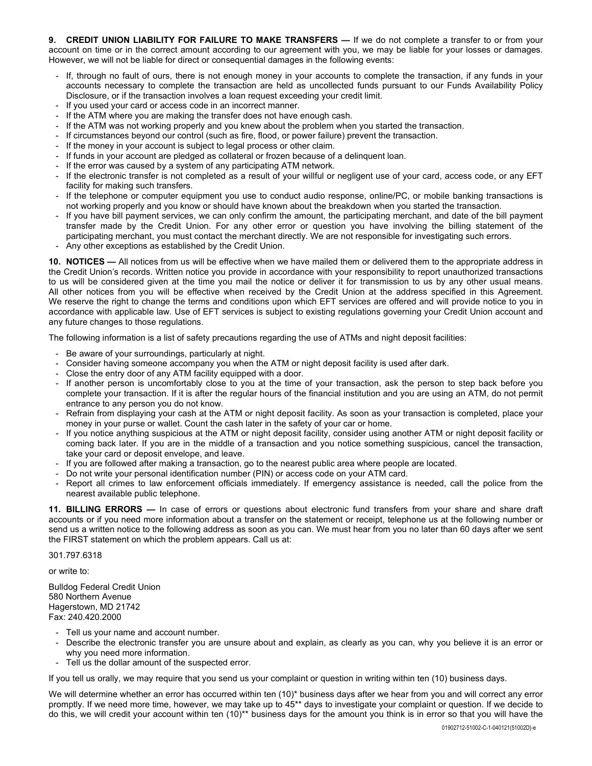**9. CREDIT UNION LIABILITY FOR FAILURE TO MAKE TRANSFERS —** If we do not complete a transfer to or from your account on time or in the correct amount according to our agreement with you, we may be liable for your losses or damages. However, we will not be liable for direct or consequential damages in the following events:

- If, through no fault of ours, there is not enough money in your accounts to complete the transaction, if any funds in your accounts necessary to complete the transaction are held as uncollected funds pursuant to our Funds Availability Policy Disclosure, or if the transaction involves a loan request exceeding your credit limit.
- If you used your card or access code in an incorrect manner.
- If the ATM where you are making the transfer does not have enough cash.
- If the ATM was not working properly and you knew about the problem when you started the transaction.
- If circumstances beyond our control (such as fire, flood, or power failure) prevent the transaction.
- If the money in your account is subject to legal process or other claim.
- If funds in your account are pledged as collateral or frozen because of a delinquent loan.
- If the error was caused by a system of any participating ATM network.
- If the electronic transfer is not completed as a result of your willful or negligent use of your card, access code, or any EFT facility for making such transfers.
- If the telephone or computer equipment you use to conduct audio response, online/PC, or mobile banking transactions is not working properly and you know or should have known about the breakdown when you started the transaction.
- If you have bill payment services, we can only confirm the amount, the participating merchant, and date of the bill payment transfer made by the Credit Union. For any other error or question you have involving the billing statement of the participating merchant, you must contact the merchant directly. We are not responsible for investigating such errors.
- Any other exceptions as established by the Credit Union.

**10. NOTICES —** All notices from us will be effective when we have mailed them or delivered them to the appropriate address in the Credit Union's records. Written notice you provide in accordance with your responsibility to report unauthorized transactions to us will be considered given at the time you mail the notice or deliver it for transmission to us by any other usual means. All other notices from you will be effective when received by the Credit Union at the address specified in this Agreement. We reserve the right to change the terms and conditions upon which EFT services are offered and will provide notice to you in accordance with applicable law. Use of EFT services is subject to existing regulations governing your Credit Union account and any future changes to those regulations.

The following information is a list of safety precautions regarding the use of ATMs and night deposit facilities:

- Be aware of your surroundings, particularly at night.
- Consider having someone accompany you when the ATM or night deposit facility is used after dark.
- Close the entry door of any ATM facility equipped with a door.
- If another person is uncomfortably close to you at the time of your transaction, ask the person to step back before you complete your transaction. If it is after the regular hours of the financial institution and you are using an ATM, do not permit entrance to any person you do not know.
- Refrain from displaying your cash at the ATM or night deposit facility. As soon as your transaction is completed, place your money in your purse or wallet. Count the cash later in the safety of your car or home.
- If you notice anything suspicious at the ATM or night deposit facility, consider using another ATM or night deposit facility or coming back later. If you are in the middle of a transaction and you notice something suspicious, cancel the transaction, take your card or deposit envelope, and leave.
- If you are followed after making a transaction, go to the nearest public area where people are located.
- Do not write your personal identification number (PIN) or access code on your ATM card.
- Report all crimes to law enforcement officials immediately. If emergency assistance is needed, call the police from the nearest available public telephone.

**11. BILLING ERRORS —** In case of errors or questions about electronic fund transfers from your share and share draft accounts or if you need more information about a transfer on the statement or receipt, telephone us at the following number or send us a written notice to the following address as soon as you can. We must hear from you no later than 60 days after we sent the FIRST statement on which the problem appears. Call us at:

301.797.6318

or write to:

Bulldog Federal Credit Union
580 Northern Avenue
Hagerstown, MD 21742
Fax: 240.420.2000

- Tell us your name and account number.
- Describe the electronic transfer you are unsure about and explain, as clearly as you can, why you believe it is an error or why you need more information.
- Tell us the dollar amount of the suspected error.

If you tell us orally, we may require that you send us your complaint or question in writing within ten (10) business days.

We will determine whether an error has occurred within ten (10)* business days after we hear from you and will correct any error promptly. If we need more time, however, we may take up to 45** days to investigate your complaint or question. If we decide to do this, we will credit your account within ten (10)** business days for the amount you think is in error so that you will have the

01902712-51002-C-1-040121(51002D)-e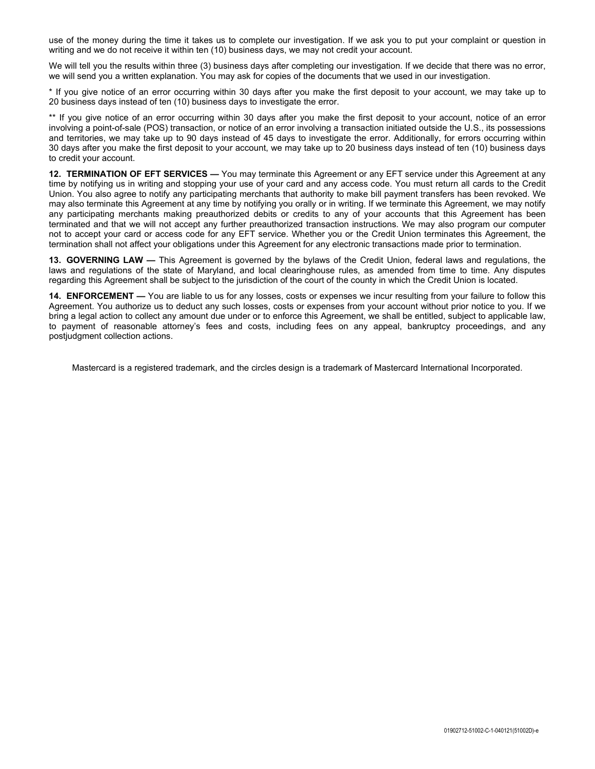use of the money during the time it takes us to complete our investigation. If we ask you to put your complaint or question in writing and we do not receive it within ten (10) business days, we may not credit your account.

We will tell you the results within three (3) business days after completing our investigation. If we decide that there was no error, we will send you a written explanation. You may ask for copies of the documents that we used in our investigation.

* If you give notice of an error occurring within 30 days after you make the first deposit to your account, we may take up to 20 business days instead of ten (10) business days to investigate the error.

** If you give notice of an error occurring within 30 days after you make the first deposit to your account, notice of an error involving a point-of-sale (POS) transaction, or notice of an error involving a transaction initiated outside the U.S., its possessions and territories, we may take up to 90 days instead of 45 days to investigate the error. Additionally, for errors occurring within 30 days after you make the first deposit to your account, we may take up to 20 business days instead of ten (10) business days to credit your account.

**12. TERMINATION OF EFT SERVICES —** You may terminate this Agreement or any EFT service under this Agreement at any time by notifying us in writing and stopping your use of your card and any access code. You must return all cards to the Credit Union. You also agree to notify any participating merchants that authority to make bill payment transfers has been revoked. We may also terminate this Agreement at any time by notifying you orally or in writing. If we terminate this Agreement, we may notify any participating merchants making preauthorized debits or credits to any of your accounts that this Agreement has been terminated and that we will not accept any further preauthorized transaction instructions. We may also program our computer not to accept your card or access code for any EFT service. Whether you or the Credit Union terminates this Agreement, the termination shall not affect your obligations under this Agreement for any electronic transactions made prior to termination.

**13. GOVERNING LAW —** This Agreement is governed by the bylaws of the Credit Union, federal laws and regulations, the laws and regulations of the state of Maryland, and local clearinghouse rules, as amended from time to time. Any disputes regarding this Agreement shall be subject to the jurisdiction of the court of the county in which the Credit Union is located.

**14. ENFORCEMENT —** You are liable to us for any losses, costs or expenses we incur resulting from your failure to follow this Agreement. You authorize us to deduct any such losses, costs or expenses from your account without prior notice to you. If we bring a legal action to collect any amount due under or to enforce this Agreement, we shall be entitled, subject to applicable law, to payment of reasonable attorney's fees and costs, including fees on any appeal, bankruptcy proceedings, and any postjudgment collection actions.

Mastercard is a registered trademark, and the circles design is a trademark of Mastercard International Incorporated.

01902712-51002-C-1-040121(51002D)-e